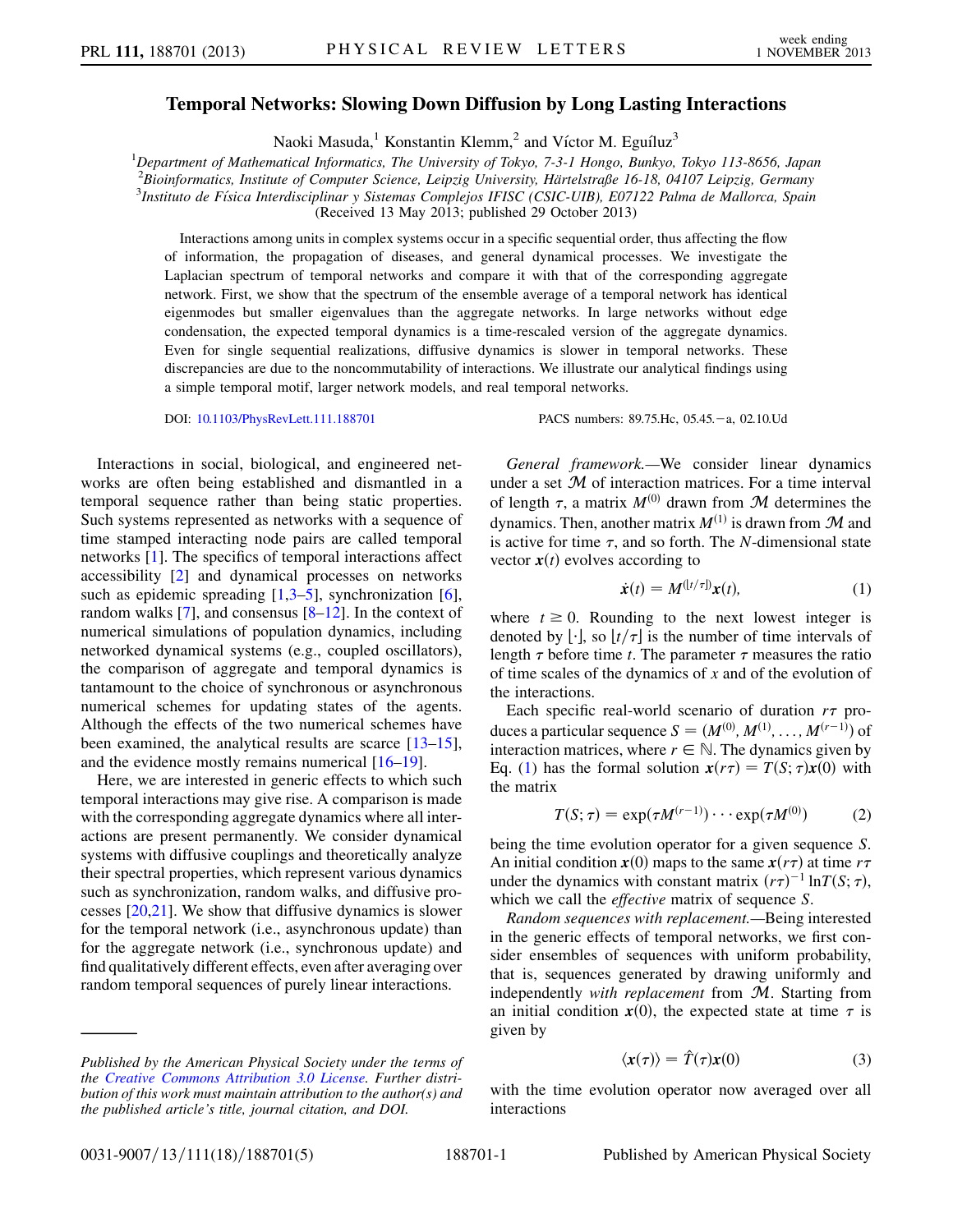# Temporal Networks: Slowing Down Diffusion by Long Lasting Interactions

Naoki Masuda,[1] Konstantin Klemm,[2] and Víctor M. Eguíluz[3]

[1]Department of Mathematical Informatics, The University of Tokyo, 7-3-1 Hongo, Bunkyo, Tokyo 113-8656, Japan
[2]Bioinformatics, Institute of Computer Science, Leipzig University, Härtelstraße 16-18, 04107 Leipzig, Germany
[3]Instituto de Física Interdisciplinar y Sistemas Complejos IFISC (CSIC-UIB), E07122 Palma de Mallorca, Spain
(Received 13 May 2013; published 29 October 2013)

Interactions among units in complex systems occur in a specific sequential order, thus affecting the flow of information, the propagation of diseases, and general dynamical processes. We investigate the Laplacian spectrum of temporal networks and compare it with that of the corresponding aggregate network. First, we show that the spectrum of the ensemble average of a temporal network has identical eigenmodes but smaller eigenvalues than the aggregate networks. In large networks without edge condensation, the expected temporal dynamics is a time-rescaled version of the aggregate dynamics. Even for single sequential realizations, diffusive dynamics is slower in temporal networks. These discrepancies are due to the noncommutability of interactions. We illustrate our analytical findings using a simple temporal motif, larger network models, and real temporal networks.

DOI: 10.1103/PhysRevLett.111.188701    PACS numbers: 89.75.Hc, 05.45.−a, 02.10.Ud

Interactions in social, biological, and engineered networks are often being established and dismantled in a temporal sequence rather than being static properties. Such systems represented as networks with a sequence of time stamped interacting node pairs are called temporal networks [1]. The specifics of temporal interactions affect accessibility [2] and dynamical processes on networks such as epidemic spreading [1,3–5], synchronization [6], random walks [7], and consensus [8–12]. In the context of numerical simulations of population dynamics, including networked dynamical systems (e.g., coupled oscillators), the comparison of aggregate and temporal dynamics is tantamount to the choice of synchronous or asynchronous numerical schemes for updating states of the agents. Although the effects of the two numerical schemes have been examined, the analytical results are scarce [13–15], and the evidence mostly remains numerical [16–19].

Here, we are interested in generic effects to which such temporal interactions may give rise. A comparison is made with the corresponding aggregate dynamics where all interactions are present permanently. We consider dynamical systems with diffusive couplings and theoretically analyze their spectral properties, which represent various dynamics such as synchronization, random walks, and diffusive processes [20,21]. We show that diffusive dynamics is slower for the temporal network (i.e., asynchronous update) than for the aggregate network (i.e., synchronous update) and find qualitatively different effects, even after averaging over random temporal sequences of purely linear interactions.

*General framework.*—We consider linear dynamics under a set $\mathcal{M}$ of interaction matrices. For a time interval of length $\tau$, a matrix $M^{(0)}$ drawn from $\mathcal{M}$ determines the dynamics. Then, another matrix $M^{(1)}$ is drawn from $\mathcal{M}$ and is active for time $\tau$, and so forth. The $N$-dimensional state vector $\boldsymbol{x}(t)$ evolves according to

$$\dot{\boldsymbol{x}}(t) = M^{(\lfloor t/\tau \rfloor)}\boldsymbol{x}(t), \tag{1}$$

where $t \geq 0$. Rounding to the next lowest integer is denoted by $\lfloor \cdot \rfloor$, so $\lfloor t/\tau \rfloor$ is the number of time intervals of length $\tau$ before time $t$. The parameter $\tau$ measures the ratio of time scales of the dynamics of $x$ and of the evolution of the interactions.

Each specific real-world scenario of duration $r\tau$ produces a particular sequence $S = (M^{(0)}, M^{(1)}, \ldots, M^{(r-1)})$ of interaction matrices, where $r \in \mathbb{N}$. The dynamics given by Eq. (1) has the formal solution $\boldsymbol{x}(r\tau) = T(S;\tau)\boldsymbol{x}(0)$ with the matrix

$$T(S;\tau) = \exp(\tau M^{(r-1)}) \cdots \exp(\tau M^{(0)}) \tag{2}$$

being the time evolution operator for a given sequence $S$. An initial condition $\boldsymbol{x}(0)$ maps to the same $\boldsymbol{x}(r\tau)$ at time $r\tau$ under the dynamics with constant matrix $(r\tau)^{-1}\ln T(S;\tau)$, which we call the *effective* matrix of sequence $S$.

*Random sequences with replacement.*—Being interested in the generic effects of temporal networks, we first consider ensembles of sequences with uniform probability, that is, sequences generated by drawing uniformly and independently *with replacement* from $\mathcal{M}$. Starting from an initial condition $\boldsymbol{x}(0)$, the expected state at time $\tau$ is given by

$$\langle \boldsymbol{x}(\tau) \rangle = \hat{T}(\tau)\boldsymbol{x}(0) \tag{3}$$

with the time evolution operator now averaged over all interactions

*Published by the American Physical Society under the terms of the Creative Commons Attribution 3.0 License. Further distribution of this work must maintain attribution to the author(s) and the published article's title, journal citation, and DOI.*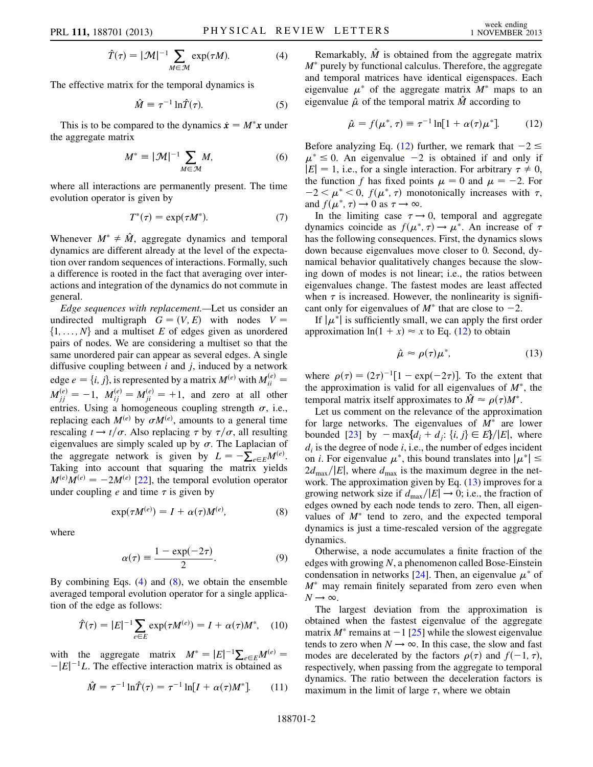$$\hat{T}(\tau) = |\mathcal{M}|^{-1} \sum_{M \in \mathcal{M}} \exp(\tau M). \tag{4}$$

The effective matrix for the temporal dynamics is

$$\hat{M} \equiv \tau^{-1} \ln \hat{T}(\tau). \tag{5}$$

This is to be compared to the dynamics $\dot{\boldsymbol{x}} = M^* \boldsymbol{x}$ under the aggregate matrix

$$M^* \equiv |\mathcal{M}|^{-1} \sum_{M \in \mathcal{M}} M, \tag{6}$$

where all interactions are permanently present. The time evolution operator is given by

$$T^*(\tau) = \exp(\tau M^*). \tag{7}$$

Whenever $M^* \neq \hat{M}$, aggregate dynamics and temporal dynamics are different already at the level of the expectation over random sequences of interactions. Formally, such a difference is rooted in the fact that averaging over interactions and integration of the dynamics do not commute in general.

*Edge sequences with replacement.*—Let us consider an undirected multigraph $G = (V, E)$ with nodes $V = \{1, \ldots, N\}$ and a multiset $E$ of edges given as unordered pairs of nodes. We are considering a multiset so that the same unordered pair can appear as several edges. A single diffusive coupling between $i$ and $j$, induced by a network edge $e = \{i, j\}$, is represented by a matrix $M^{(e)}$ with $M_{ii}^{(e)} = M_{jj}^{(e)} = -1$, $M_{ij}^{(e)} = M_{ji}^{(e)} = +1$, and zero at all other entries. Using a homogeneous coupling strength $\sigma$, i.e., replacing each $M^{(e)}$ by $\sigma M^{(e)}$, amounts to a general time rescaling $t \to t/\sigma$. Also replacing $\tau$ by $\tau/\sigma$, all resulting eigenvalues are simply scaled up by $\sigma$. The Laplacian of the aggregate network is given by $L = -\sum_{e \in E} M^{(e)}$. Taking into account that squaring the matrix yields $M^{(e)} M^{(e)} = -2M^{(e)}$ [22], the temporal evolution operator under coupling $e$ and time $\tau$ is given by

$$\exp(\tau M^{(e)}) = I + \alpha(\tau) M^{(e)}, \tag{8}$$

where

$$\alpha(\tau) \equiv \frac{1 - \exp(-2\tau)}{2}. \tag{9}$$

By combining Eqs. (4) and (8), we obtain the ensemble averaged temporal evolution operator for a single application of the edge as follows:

$$\hat{T}(\tau) = |E|^{-1} \sum_{e \in E} \exp(\tau M^{(e)}) = I + \alpha(\tau) M^*, \tag{10}$$

with the aggregate matrix $M^* = |E|^{-1} \sum_{e \in E} M^{(e)} = -|E|^{-1} L$. The effective interaction matrix is obtained as

$$\hat{M} = \tau^{-1} \ln \hat{T}(\tau) = \tau^{-1} \ln[I + \alpha(\tau) M^*]. \tag{11}$$

Remarkably, $\hat{M}$ is obtained from the aggregate matrix $M^*$ purely by functional calculus. Therefore, the aggregate and temporal matrices have identical eigenspaces. Each eigenvalue $\mu^*$ of the aggregate matrix $M^*$ maps to an eigenvalue $\hat{\mu}$ of the temporal matrix $\hat{M}$ according to

$$\hat{\mu} = f(\mu^*, \tau) \equiv \tau^{-1} \ln[1 + \alpha(\tau) \mu^*]. \tag{12}$$

Before analyzing Eq. (12) further, we remark that $-2 \leq \mu^* \leq 0$. An eigenvalue $-2$ is obtained if and only if $|E| = 1$, i.e., for a single interaction. For arbitrary $\tau \neq 0$, the function $f$ has fixed points $\mu = 0$ and $\mu = -2$. For $-2 < \mu^* < 0$, $f(\mu^*, \tau)$ monotonically increases with $\tau$, and $f(\mu^*, \tau) \to 0$ as $\tau \to \infty$.

In the limiting case $\tau \to 0$, temporal and aggregate dynamics coincide as $f(\mu^*, \tau) \to \mu^*$. An increase of $\tau$ has the following consequences. First, the dynamics slows down because eigenvalues move closer to 0. Second, dynamical behavior qualitatively changes because the slowing down of modes is not linear; i.e., the ratios between eigenvalues change. The fastest modes are least affected when $\tau$ is increased. However, the nonlinearity is significant only for eigenvalues of $M^*$ that are close to $-2$.

If $|\mu^*|$ is sufficiently small, we can apply the first order approximation $\ln(1 + x) \approx x$ to Eq. (12) to obtain

$$\hat{\mu} \approx \rho(\tau) \mu^*, \tag{13}$$

where $\rho(\tau) = (2\tau)^{-1}[1 - \exp(-2\tau)]$. To the extent that the approximation is valid for all eigenvalues of $M^*$, the temporal matrix itself approximates to $\hat{M} \approx \rho(\tau) M^*$.

Let us comment on the relevance of the approximation for large networks. The eigenvalues of $M^*$ are lower bounded [23] by $-\max\{d_i + d_j : \{i, j\} \in E\}/|E|$, where $d_i$ is the degree of node $i$, i.e., the number of edges incident on $i$. For eigenvalue $\mu^*$, this bound translates into $|\mu^*| \leq 2d_{\max}/|E|$, where $d_{\max}$ is the maximum degree in the network. The approximation given by Eq. (13) improves for a growing network size if $d_{\max}/|E| \to 0$; i.e., the fraction of edges owned by each node tends to zero. Then, all eigenvalues of $M^*$ tend to zero, and the expected temporal dynamics is just a time-rescaled version of the aggregate dynamics.

Otherwise, a node accumulates a finite fraction of the edges with growing $N$, a phenomenon called Bose-Einstein condensation in networks [24]. Then, an eigenvalue $\mu^*$ of $M^*$ may remain finitely separated from zero even when $N \to \infty$.

The largest deviation from the approximation is obtained when the fastest eigenvalue of the aggregate matrix $M^*$ remains at $-1$ [25] while the slowest eigenvalue tends to zero when $N \to \infty$. In this case, the slow and fast modes are decelerated by the factors $\rho(\tau)$ and $f(-1, \tau)$, respectively, when passing from the aggregate to temporal dynamics. The ratio between the deceleration factors is maximum in the limit of large $\tau$, where we obtain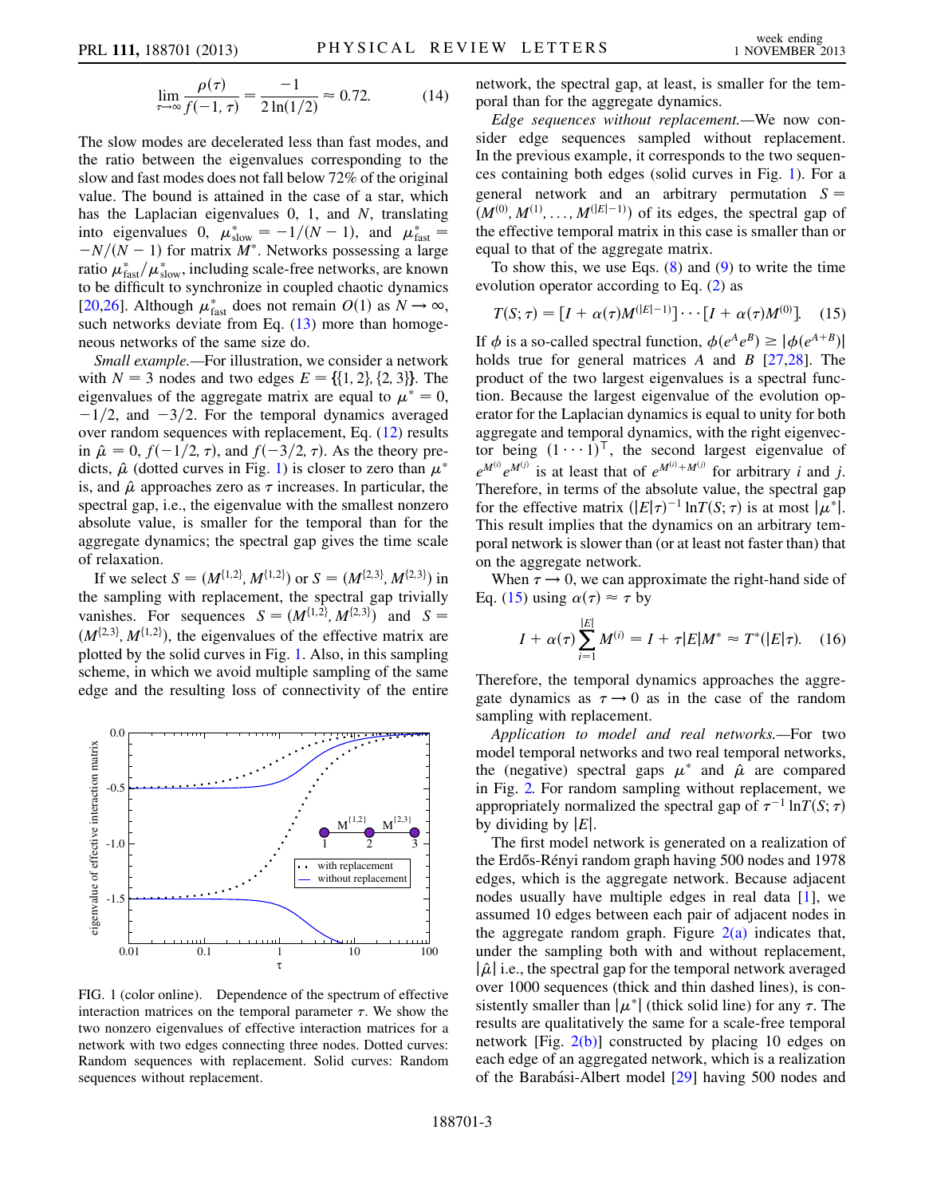$$\lim_{\tau\to\infty} \frac{\rho(\tau)}{f(-1,\tau)} = \frac{-1}{2\ln(1/2)} \approx 0.72. \tag{14}$$

The slow modes are decelerated less than fast modes, and the ratio between the eigenvalues corresponding to the slow and fast modes does not fall below 72% of the original value. The bound is attained in the case of a star, which has the Laplacian eigenvalues 0, 1, and $N$, translating into eigenvalues 0, $\mu^*_{\text{slow}} = -1/(N-1)$, and $\mu^*_{\text{fast}} = -N/(N-1)$ for matrix $M^*$. Networks possessing a large ratio $\mu^*_{\text{fast}}/\mu^*_{\text{slow}}$, including scale-free networks, are known to be difficult to synchronize in coupled chaotic dynamics [20,26]. Although $\mu^*_{\text{fast}}$ does not remain $O(1)$ as $N \to \infty$, such networks deviate from Eq. (13) more than homogeneous networks of the same size do.

*Small example.*—For illustration, we consider a network with $N = 3$ nodes and two edges $E = \{\{1,2\},\{2,3\}\}$. The eigenvalues of the aggregate matrix are equal to $\mu^* = 0$, $-1/2$, and $-3/2$. For the temporal dynamics averaged over random sequences with replacement, Eq. (12) results in $\hat{\mu} = 0$, $f(-1/2, \tau)$, and $f(-3/2, \tau)$. As the theory predicts, $\hat{\mu}$ (dotted curves in Fig. 1) is closer to zero than $\mu^*$ is, and $\hat{\mu}$ approaches zero as $\tau$ increases. In particular, the spectral gap, i.e., the eigenvalue with the smallest nonzero absolute value, is smaller for the temporal than for the aggregate dynamics; the spectral gap gives the time scale of relaxation.

If we select $S = (M^{\{1,2\}}, M^{\{1,2\}})$ or $S = (M^{\{2,3\}}, M^{\{2,3\}})$ in the sampling with replacement, the spectral gap trivially vanishes. For sequences $S = (M^{\{1,2\}}, M^{\{2,3\}})$ and $S = (M^{\{2,3\}}, M^{\{1,2\}})$, the eigenvalues of the effective matrix are plotted by the solid curves in Fig. 1. Also, in this sampling scheme, in which we avoid multiple sampling of the same edge and the resulting loss of connectivity of the entire network, the spectral gap, at least, is smaller for the temporal than for the aggregate dynamics.

eigenvalue of effective interaction matrix
0.0
-0.5
-1.0
-1.5
0.01
0.1
1
10
100
$\tau$
$M^{\{1,2\}}$
$M^{\{2,3\}}$
1
2
3
with replacement
without replacement

FIG. 1 (color online). Dependence of the spectrum of effective interaction matrices on the temporal parameter $\tau$. We show the two nonzero eigenvalues of effective interaction matrices for a network with two edges connecting three nodes. Dotted curves: Random sequences with replacement. Solid curves: Random sequences without replacement.

*Edge sequences without replacement.*—We now consider edge sequences sampled without replacement. In the previous example, it corresponds to the two sequences containing both edges (solid curves in Fig. 1). For a general network and an arbitrary permutation $S = (M^{(0)}, M^{(1)}, \ldots, M^{(|E|-1)})$ of its edges, the spectral gap of the effective temporal matrix in this case is smaller than or equal to that of the aggregate matrix.

To show this, we use Eqs. (8) and (9) to write the time evolution operator according to Eq. (2) as

$$T(S;\tau) = [I + \alpha(\tau)M^{(|E|-1)}]\cdots[I + \alpha(\tau)M^{(0)}]. \tag{15}$$

If $\phi$ is a so-called spectral function, $\phi(e^A e^B) \geq |\phi(e^{A+B})|$ holds true for general matrices $A$ and $B$ [27,28]. The product of the two largest eigenvalues is a spectral function. Because the largest eigenvalue of the evolution operator for the Laplacian dynamics is equal to unity for both aggregate and temporal dynamics, with the right eigenvector being $(1\cdots1)^\top$, the second largest eigenvalue of $e^{M^{(i)}}e^{M^{(j)}}$ is at least that of $e^{M^{(i)}+M^{(j)}}$ for arbitrary $i$ and $j$. Therefore, in terms of the absolute value, the spectral gap for the effective matrix $(|E|\tau)^{-1}\ln T(S;\tau)$ is at most $|\mu^*|$. This result implies that the dynamics on an arbitrary temporal network is slower than (or at least not faster than) that on the aggregate network.

When $\tau \to 0$, we can approximate the right-hand side of Eq. (15) using $\alpha(\tau) \approx \tau$ by

$$I + \alpha(\tau)\sum_{i=1}^{|E|} M^{(i)} = I + \tau|E|M^* \approx T^*(|E|\tau). \tag{16}$$

Therefore, the temporal dynamics approaches the aggregate dynamics as $\tau \to 0$ as in the case of the random sampling with replacement.

*Application to model and real networks.*—For two model temporal networks and two real temporal networks, the (negative) spectral gaps $\mu^*$ and $\hat{\mu}$ are compared in Fig. 2. For random sampling without replacement, we appropriately normalized the spectral gap of $\tau^{-1}\ln T(S;\tau)$ by dividing by $|E|$.

The first model network is generated on a realization of the Erdős-Rényi random graph having 500 nodes and 1978 edges, which is the aggregate network. Because adjacent nodes usually have multiple edges in real data [1], we assumed 10 edges between each pair of adjacent nodes in the aggregate random graph. Figure 2(a) indicates that, under the sampling both with and without replacement, $|\hat{\mu}|$ i.e., the spectral gap for the temporal network averaged over 1000 sequences (thick and thin dashed lines), is consistently smaller than $|\mu^*|$ (thick solid line) for any $\tau$. The results are qualitatively the same for a scale-free temporal network [Fig. 2(b)] constructed by placing 10 edges on each edge of an aggregated network, which is a realization of the Barabási-Albert model [29] having 500 nodes and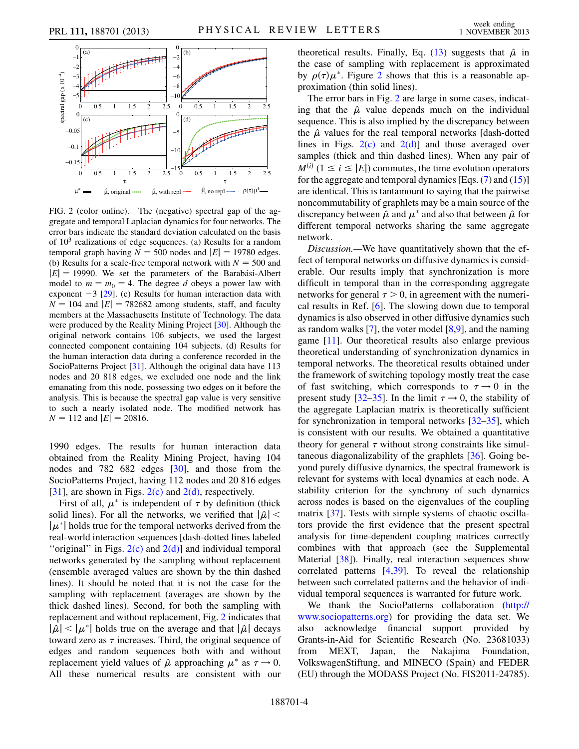spectral gap (x $10^{-4}$)

(a)
0
−1
−2
−3
−4
−5
0 0.5 1 1.5 2 2.5

(b)
0
−2
−4
−6
−8
−10
0 0.5 1 1.5 2 2.5

(c)
0
−0.05
−0.1
−0.15
0 0.5 1 1.5 2 2.5
τ

(d)
0
−5
−10
−15
0 0.5 1 1.5 2 2.5
τ

μ* — $\hat{\mu}$, original $\hat{\mu}$, with repl $\hat{\mu}$, no repl ρ(τ)μ*

FIG. 2 (color online). The (negative) spectral gap of the aggregate and temporal Laplacian dynamics for four networks. The error bars indicate the standard deviation calculated on the basis of $10^3$ realizations of edge sequences. (a) Results for a random temporal graph having $N = 500$ nodes and $|E| = 19780$ edges. (b) Results for a scale-free temporal network with $N = 500$ and $|E| = 19990$. We set the parameters of the Barabási-Albert model to $m = m_0 = 4$. The degree $d$ obeys a power law with exponent $-3$ [29]. (c) Results for human interaction data with $N = 104$ and $|E| = 782682$ among students, staff, and faculty members at the Massachusetts Institute of Technology. The data were produced by the Reality Mining Project [30]. Although the original network contains 106 subjects, we used the largest connected component containing 104 subjects. (d) Results for the human interaction data during a conference recorded in the SocioPatterns Project [31]. Although the original data have 113 nodes and 20 818 edges, we excluded one node and the link emanating from this node, possessing two edges on it before the analysis. This is because the spectral gap value is very sensitive to such a nearly isolated node. The modified network has $N = 112$ and $|E| = 20816$.

1990 edges. The results for human interaction data obtained from the Reality Mining Project, having 104 nodes and 782 682 edges [30], and those from the SocioPatterns Project, having 112 nodes and 20 816 edges [31], are shown in Figs. 2(c) and 2(d), respectively.

First of all, $\mu^*$ is independent of $\tau$ by definition (thick solid lines). For all the networks, we verified that $|\hat{\mu}| < |\mu^*|$ holds true for the temporal networks derived from the real-world interaction sequences [dash-dotted lines labeled "original" in Figs. 2(c) and 2(d)] and individual temporal networks generated by the sampling without replacement (ensemble averaged values are shown by the thin dashed lines). It should be noted that it is not the case for the sampling with replacement (averages are shown by the thick dashed lines). Second, for both the sampling with replacement and without replacement, Fig. 2 indicates that $|\hat{\mu}| < |\mu^*|$ holds true on the average and that $|\hat{\mu}|$ decays toward zero as $\tau$ increases. Third, the original sequence of edges and random sequences both with and without replacement yield values of $\hat{\mu}$ approaching $\mu^*$ as $\tau \to 0$. All these numerical results are consistent with our theoretical results. Finally, Eq. (13) suggests that $\hat{\mu}$ in the case of sampling with replacement is approximated by $\rho(\tau)\mu^*$. Figure 2 shows that this is a reasonable approximation (thin solid lines).

The error bars in Fig. 2 are large in some cases, indicating that the $\hat{\mu}$ value depends much on the individual sequence. This is also implied by the discrepancy between the $\hat{\mu}$ values for the real temporal networks [dash-dotted lines in Figs. 2(c) and 2(d)] and those averaged over samples (thick and thin dashed lines). When any pair of $M^{(i)}$ ($1 \leq i \leq |E|$) commutes, the time evolution operators for the aggregate and temporal dynamics [Eqs. (7) and (15)] are identical. This is tantamount to saying that the pairwise noncommutability of graphlets may be a main source of the discrepancy between $\hat{\mu}$ and $\mu^*$ and also that between $\hat{\mu}$ for different temporal networks sharing the same aggregate network.

*Discussion.*—We have quantitatively shown that the effect of temporal networks on diffusive dynamics is considerable. Our results imply that synchronization is more difficult in temporal than in the corresponding aggregate networks for general $\tau > 0$, in agreement with the numerical results in Ref. [6]. The slowing down due to temporal dynamics is also observed in other diffusive dynamics such as random walks [7], the voter model [8,9], and the naming game [11]. Our theoretical results also enlarge previous theoretical understanding of synchronization dynamics in temporal networks. The theoretical results obtained under the framework of switching topology mostly treat the case of fast switching, which corresponds to $\tau \to 0$ in the present study [32–35]. In the limit $\tau \to 0$, the stability of the aggregate Laplacian matrix is theoretically sufficient for synchronization in temporal networks [32–35], which is consistent with our results. We obtained a quantitative theory for general $\tau$ without strong constraints like simultaneous diagonalizability of the graphlets [36]. Going beyond purely diffusive dynamics, the spectral framework is relevant for systems with local dynamics at each node. A stability criterion for the synchrony of such dynamics across nodes is based on the eigenvalues of the coupling matrix [37]. Tests with simple systems of chaotic oscillators provide the first evidence that the present spectral analysis for time-dependent coupling matrices correctly combines with that approach (see the Supplemental Material [38]). Finally, real interaction sequences show correlated patterns [4,39]. To reveal the relationship between such correlated patterns and the behavior of individual temporal sequences is warranted for future work.

We thank the SocioPatterns collaboration (http://www.sociopatterns.org) for providing the data set. We also acknowledge financial support provided by Grants-in-Aid for Scientific Research (No. 23681033) from MEXT, Japan, the Nakajima Foundation, VolkswagenStiftung, and MINECO (Spain) and FEDER (EU) through the MODASS Project (No. FIS2011-24785).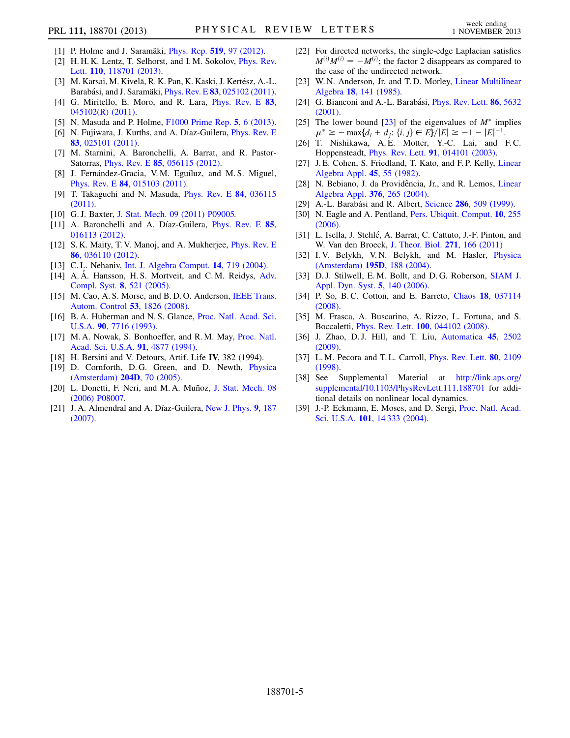[1] P. Holme and J. Saramäki, Phys. Rep. **519**, 97 (2012).

[2] H. H. K. Lentz, T. Selhorst, and I. M. Sokolov, Phys. Rev. Lett. **110**, 118701 (2013).

[3] M. Karsai, M. Kivelä, R. K. Pan, K. Kaski, J. Kertész, A.-L. Barabási, and J. Saramäki, Phys. Rev. E **83**, 025102 (2011).

[4] G. Miritello, E. Moro, and R. Lara, Phys. Rev. E **83**, 045102(R) (2011).

[5] N. Masuda and P. Holme, F1000 Prime Rep. **5**, 6 (2013).

[6] N. Fujiwara, J. Kurths, and A. Díaz-Guilera, Phys. Rev. E **83**, 025101 (2011).

[7] M. Starnini, A. Baronchelli, A. Barrat, and R. Pastor-Satorras, Phys. Rev. E **85**, 056115 (2012).

[8] J. Fernández-Gracia, V. M. Eguíluz, and M. S. Miguel, Phys. Rev. E **84**, 015103 (2011).

[9] T. Takaguchi and N. Masuda, Phys. Rev. E **84**, 036115 (2011).

[10] G. J. Baxter, J. Stat. Mech. 09 (2011) P09005.

[11] A. Baronchelli and A. Díaz-Guilera, Phys. Rev. E **85**, 016113 (2012).

[12] S. K. Maity, T. V. Manoj, and A. Mukherjee, Phys. Rev. E **86**, 036110 (2012).

[13] C. L. Nehaniv, Int. J. Algebra Comput. **14**, 719 (2004).

[14] A. Å. Hansson, H. S. Mortveit, and C. M. Reidys, Adv. Compl. Syst. **8**, 521 (2005).

[15] M. Cao, A. S. Morse, and B. D. O. Anderson, IEEE Trans. Autom. Control **53**, 1826 (2008).

[16] B. A. Huberman and N. S. Glance, Proc. Natl. Acad. Sci. U.S.A. **90**, 7716 (1993).

[17] M. A. Nowak, S. Bonhoeffer, and R. M. May, Proc. Natl. Acad. Sci. U.S.A. **91**, 4877 (1994).

[18] H. Bersini and V. Detours, Artif. Life **IV**, 382 (1994).

[19] D. Cornforth, D. G. Green, and D. Newth, Physica (Amsterdam) **204D**, 70 (2005).

[20] L. Donetti, F. Neri, and M. A. Muñoz, J. Stat. Mech. 08 (2006) P08007.

[21] J. A. Almendral and A. Díaz-Guilera, New J. Phys. **9**, 187 (2007).

[22] For directed networks, the single-edge Laplacian satisfies $M^{(i)}M^{(i)} = -M^{(i)}$; the factor 2 disappears as compared to the case of the undirected network.

[23] W. N. Anderson, Jr. and T. D. Morley, Linear Multilinear Algebra **18**, 141 (1985).

[24] G. Bianconi and A.-L. Barabási, Phys. Rev. Lett. **86**, 5632 (2001).

[25] The lower bound [23] of the eigenvalues of $M^*$ implies $\mu^* \geq -\max\{d_i + d_j: \{i, j\} \in E\}/|E| \geq -1 - |E|^{-1}$.

[26] T. Nishikawa, A. E. Motter, Y.-C. Lai, and F. C. Hoppensteadt, Phys. Rev. Lett. **91**, 014101 (2003).

[27] J. E. Cohen, S. Friedland, T. Kato, and F. P. Kelly, Linear Algebra Appl. **45**, 55 (1982).

[28] N. Bebiano, J. da Providência, Jr., and R. Lemos, Linear Algebra Appl. **376**, 265 (2004).

[29] A.-L. Barabási and R. Albert, Science **286**, 509 (1999).

[30] N. Eagle and A. Pentland, Pers. Ubiquit. Comput. **10**, 255 (2006).

[31] L. Isella, J. Stehlé, A. Barrat, C. Cattuto, J.-F. Pinton, and W. Van den Broeck, J. Theor. Biol. **271**, 166 (2011)

[32] I. V. Belykh, V. N. Belykh, and M. Hasler, Physica (Amsterdam) **195D**, 188 (2004).

[33] D. J. Stilwell, E. M. Bollt, and D. G. Roberson, SIAM J. Appl. Dyn. Syst. **5**, 140 (2006).

[34] P. So, B. C. Cotton, and E. Barreto, Chaos **18**, 037114 (2008).

[35] M. Frasca, A. Buscarino, A. Rizzo, L. Fortuna, and S. Boccaletti, Phys. Rev. Lett. **100**, 044102 (2008).

[36] J. Zhao, D. J. Hill, and T. Liu, Automatica **45**, 2502 (2009).

[37] L. M. Pecora and T. L. Carroll, Phys. Rev. Lett. **80**, 2109 (1998).

[38] See Supplemental Material at http://link.aps.org/supplemental/10.1103/PhysRevLett.111.188701 for additional details on nonlinear local dynamics.

[39] J.-P. Eckmann, E. Moses, and D. Sergi, Proc. Natl. Acad. Sci. U.S.A. **101**, 14 333 (2004).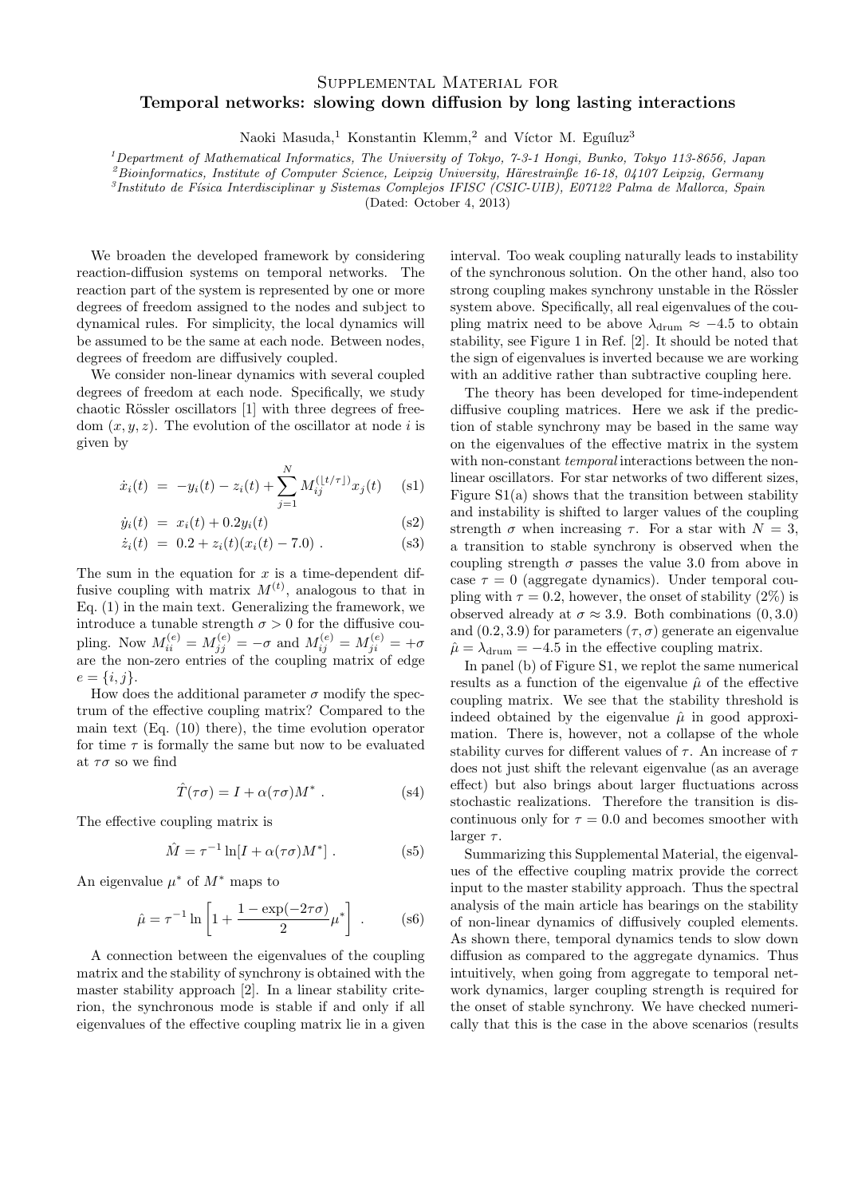# Supplemental Material for
# Temporal networks: slowing down diffusion by long lasting interactions

Naoki Masuda,[1] Konstantin Klemm,[2] and Víctor M. Eguíluz[3]

[1]Department of Mathematical Informatics, The University of Tokyo, 7-3-1 Hongi, Bunko, Tokyo 113-8656, Japan
[2]Bioinformatics, Institute of Computer Science, Leipzig University, Härestrainße 16-18, 04107 Leipzig, Germany
[3]Instituto de Física Interdisciplinar y Sistemas Complejos IFISC (CSIC-UIB), E07122 Palma de Mallorca, Spain

(Dated: October 4, 2013)

We broaden the developed framework by considering reaction-diffusion systems on temporal networks. The reaction part of the system is represented by one or more degrees of freedom assigned to the nodes and subject to dynamical rules. For simplicity, the local dynamics will be assumed to be the same at each node. Between nodes, degrees of freedom are diffusively coupled.

We consider non-linear dynamics with several coupled degrees of freedom at each node. Specifically, we study chaotic Rössler oscillators [1] with three degrees of freedom $(x, y, z)$. The evolution of the oscillator at node $i$ is given by

$$\dot{x}_i(t) = -y_i(t) - z_i(t) + \sum_{j=1}^{N} M_{ij}^{(\lfloor t/\tau \rfloor)} x_j(t) \quad \text{(s1)}$$

$$\dot{y}_i(t) = x_i(t) + 0.2 y_i(t) \quad \text{(s2)}$$

$$\dot{z}_i(t) = 0.2 + z_i(t)(x_i(t) - 7.0) \; . \quad \text{(s3)}$$

The sum in the equation for $x$ is a time-dependent diffusive coupling with matrix $M^{(t)}$, analogous to that in Eq. (1) in the main text. Generalizing the framework, we introduce a tunable strength $\sigma > 0$ for the diffusive coupling. Now $M_{ii}^{(e)} = M_{jj}^{(e)} = -\sigma$ and $M_{ij}^{(e)} = M_{ji}^{(e)} = +\sigma$ are the non-zero entries of the coupling matrix of edge $e = \{i, j\}$.

How does the additional parameter $\sigma$ modify the spectrum of the effective coupling matrix? Compared to the main text (Eq. (10) there), the time evolution operator for time $\tau$ is formally the same but now to be evaluated at $\tau\sigma$ so we find

$$\hat{T}(\tau\sigma) = I + \alpha(\tau\sigma) M^* \; . \quad \text{(s4)}$$

The effective coupling matrix is

$$\hat{M} = \tau^{-1} \ln[I + \alpha(\tau\sigma) M^*] \; . \quad \text{(s5)}$$

An eigenvalue $\mu^*$ of $M^*$ maps to

$$\hat{\mu} = \tau^{-1} \ln\left[1 + \frac{1 - \exp(-2\tau\sigma)}{2} \mu^*\right] \; . \quad \text{(s6)}$$

A connection between the eigenvalues of the coupling matrix and the stability of synchrony is obtained with the master stability approach [2]. In a linear stability criterion, the synchronous mode is stable if and only if all eigenvalues of the effective coupling matrix lie in a given interval. Too weak coupling naturally leads to instability of the synchronous solution. On the other hand, also too strong coupling makes synchrony unstable in the Rössler system above. Specifically, all real eigenvalues of the coupling matrix need to be above $\lambda_{\text{drum}} \approx -4.5$ to obtain stability, see Figure 1 in Ref. [2]. It should be noted that the sign of eigenvalues is inverted because we are working with an additive rather than subtractive coupling here.

The theory has been developed for time-independent diffusive coupling matrices. Here we ask if the prediction of stable synchrony may be based in the same way on the eigenvalues of the effective matrix in the system with non-constant *temporal* interactions between the non-linear oscillators. For star networks of two different sizes, Figure S1(a) shows that the transition between stability and instability is shifted to larger values of the coupling strength $\sigma$ when increasing $\tau$. For a star with $N = 3$, a transition to stable synchrony is observed when the coupling strength $\sigma$ passes the value 3.0 from above in case $\tau = 0$ (aggregate dynamics). Under temporal coupling with $\tau = 0.2$, however, the onset of stability (2%) is observed already at $\sigma \approx 3.9$. Both combinations $(0, 3.0)$ and $(0.2, 3.9)$ for parameters $(\tau, \sigma)$ generate an eigenvalue $\hat{\mu} = \lambda_{\text{drum}} = -4.5$ in the effective coupling matrix.

In panel (b) of Figure S1, we replot the same numerical results as a function of the eigenvalue $\hat{\mu}$ of the effective coupling matrix. We see that the stability threshold is indeed obtained by the eigenvalue $\hat{\mu}$ in good approximation. There is, however, not a collapse of the whole stability curves for different values of $\tau$. An increase of $\tau$ does not just shift the relevant eigenvalue (as an average effect) but also brings about larger fluctuations across stochastic realizations. Therefore the transition is discontinuous only for $\tau = 0.0$ and becomes smoother with larger $\tau$.

Summarizing this Supplemental Material, the eigenvalues of the effective coupling matrix provide the correct input to the master stability approach. Thus the spectral analysis of the main article has bearings on the stability of non-linear dynamics of diffusively coupled elements. As shown there, temporal dynamics tends to slow down diffusion as compared to the aggregate dynamics. Thus intuitively, when going from aggregate to temporal network dynamics, larger coupling strength is required for the onset of stable synchrony. We have checked numerically that this is the case in the above scenarios (results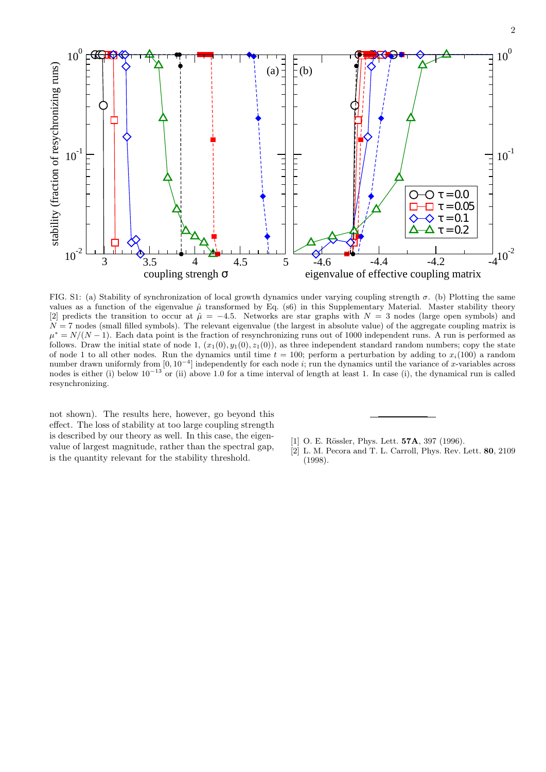stability (fraction of resychronizing runs)

$10^0$

$10^{-1}$

$10^{-2}$

(a)

3 3.5 4 4.5 5

coupling strengh σ

(b)

-4.6 -4.4 -4.2 -4

eigenvalue of effective coupling matrix

τ=0.0

τ=0.05

τ=0.1

τ=0.2

FIG. S1: (a) Stability of synchronization of local growth dynamics under varying coupling strength $\sigma$. (b) Plotting the same values as a function of the eigenvalue $\hat{\mu}$ transformed by Eq. (s6) in this Supplementary Material. Master stability theory [2] predicts the transition to occur at $\hat{\mu} = -4.5$. Networks are star graphs with $N = 3$ nodes (large open symbols) and $N = 7$ nodes (small filled symbols). The relevant eigenvalue (the largest in absolute value) of the aggregate coupling matrix is $\mu^* = N/(N-1)$. Each data point is the fraction of resynchronizing runs out of 1000 independent runs. A run is performed as follows. Draw the initial state of node 1, $(x_1(0), y_1(0), z_1(0))$, as three independent standard random numbers; copy the state of node 1 to all other nodes. Run the dynamics until time $t = 100$; perform a perturbation by adding to $x_i(100)$ a random number drawn uniformly from $[0, 10^{-4}]$ independently for each node $i$; run the dynamics until the variance of $x$-variables across nodes is either (i) below $10^{-13}$ or (ii) above 1.0 for a time interval of length at least 1. In case (i), the dynamical run is called resynchronizing.

not shown). The results here, however, go beyond this effect. The loss of stability at too large coupling strength is described by our theory as well. In this case, the eigenvalue of largest magnitude, rather than the spectral gap, is the quantity relevant for the stability threshold.

---

[1] O. E. Rössler, Phys. Lett. **57A**, 397 (1996).

[2] L. M. Pecora and T. L. Carroll, Phys. Rev. Lett. **80**, 2109 (1998).